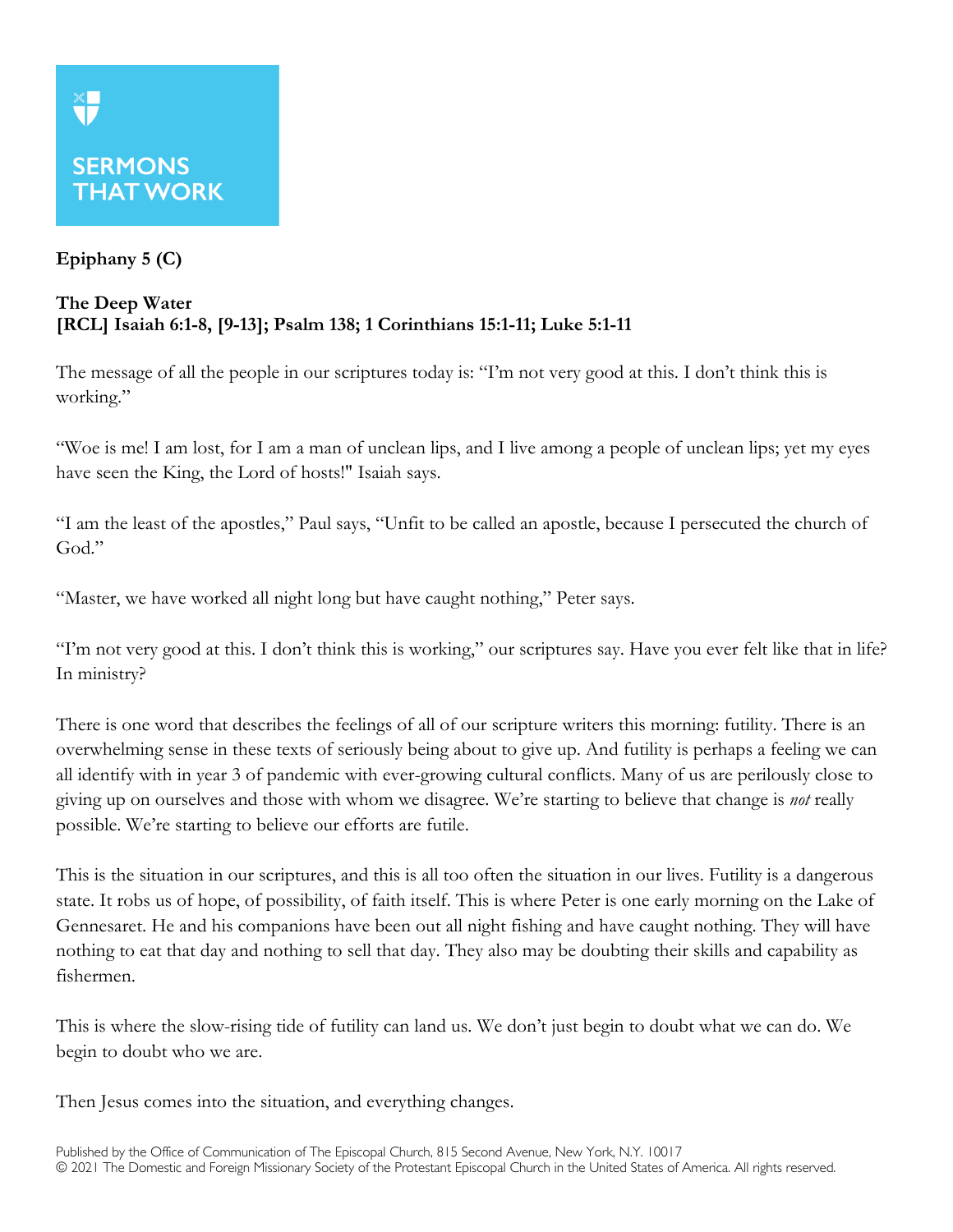**SERMONS THAT WORK**

**Epiphany 5 (C)**

**The Deep Water**
**[RCL] Isaiah 6:1-8, [9-13]; Psalm 138; 1 Corinthians 15:1-11; Luke 5:1-11**

The message of all the people in our scriptures today is: "I'm not very good at this. I don't think this is working."

"Woe is me! I am lost, for I am a man of unclean lips, and I live among a people of unclean lips; yet my eyes have seen the King, the Lord of hosts!" Isaiah says.

"I am the least of the apostles," Paul says, "Unfit to be called an apostle, because I persecuted the church of God."

"Master, we have worked all night long but have caught nothing," Peter says.

"I'm not very good at this. I don't think this is working," our scriptures say. Have you ever felt like that in life? In ministry?

There is one word that describes the feelings of all of our scripture writers this morning: futility. There is an overwhelming sense in these texts of seriously being about to give up. And futility is perhaps a feeling we can all identify with in year 3 of pandemic with ever-growing cultural conflicts. Many of us are perilously close to giving up on ourselves and those with whom we disagree. We're starting to believe that change is *not* really possible. We're starting to believe our efforts are futile.

This is the situation in our scriptures, and this is all too often the situation in our lives. Futility is a dangerous state. It robs us of hope, of possibility, of faith itself. This is where Peter is one early morning on the Lake of Gennesaret. He and his companions have been out all night fishing and have caught nothing. They will have nothing to eat that day and nothing to sell that day. They also may be doubting their skills and capability as fishermen.

This is where the slow-rising tide of futility can land us. We don't just begin to doubt what we can do. We begin to doubt who we are.

Then Jesus comes into the situation, and everything changes.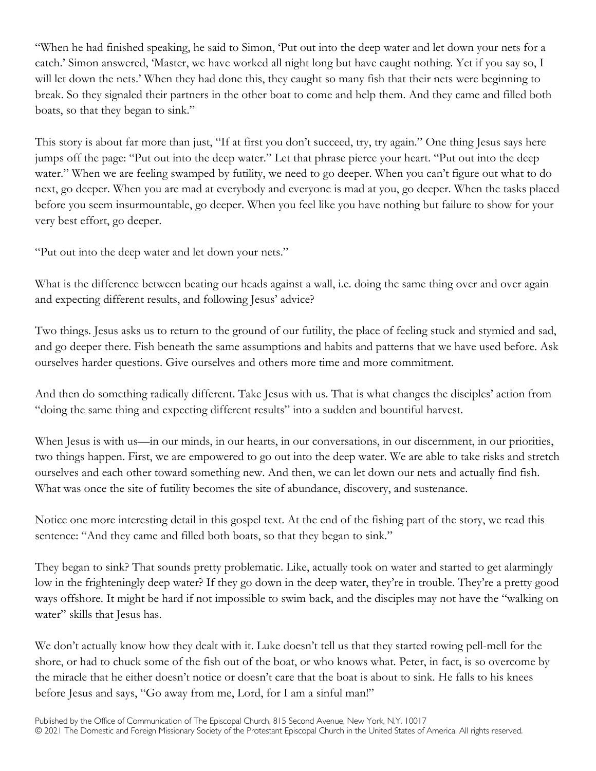"When he had finished speaking, he said to Simon, 'Put out into the deep water and let down your nets for a catch.' Simon answered, 'Master, we have worked all night long but have caught nothing. Yet if you say so, I will let down the nets.' When they had done this, they caught so many fish that their nets were beginning to break. So they signaled their partners in the other boat to come and help them. And they came and filled both boats, so that they began to sink."

This story is about far more than just, "If at first you don't succeed, try, try again." One thing Jesus says here jumps off the page: "Put out into the deep water." Let that phrase pierce your heart. "Put out into the deep water." When we are feeling swamped by futility, we need to go deeper. When you can't figure out what to do next, go deeper. When you are mad at everybody and everyone is mad at you, go deeper. When the tasks placed before you seem insurmountable, go deeper. When you feel like you have nothing but failure to show for your very best effort, go deeper.

"Put out into the deep water and let down your nets."

What is the difference between beating our heads against a wall, i.e. doing the same thing over and over again and expecting different results, and following Jesus' advice?

Two things. Jesus asks us to return to the ground of our futility, the place of feeling stuck and stymied and sad, and go deeper there. Fish beneath the same assumptions and habits and patterns that we have used before. Ask ourselves harder questions. Give ourselves and others more time and more commitment.

And then do something radically different. Take Jesus with us. That is what changes the disciples' action from "doing the same thing and expecting different results" into a sudden and bountiful harvest.

When Jesus is with us—in our minds, in our hearts, in our conversations, in our discernment, in our priorities, two things happen. First, we are empowered to go out into the deep water. We are able to take risks and stretch ourselves and each other toward something new. And then, we can let down our nets and actually find fish. What was once the site of futility becomes the site of abundance, discovery, and sustenance.

Notice one more interesting detail in this gospel text. At the end of the fishing part of the story, we read this sentence: "And they came and filled both boats, so that they began to sink."

They began to sink? That sounds pretty problematic. Like, actually took on water and started to get alarmingly low in the frighteningly deep water? If they go down in the deep water, they're in trouble. They're a pretty good ways offshore. It might be hard if not impossible to swim back, and the disciples may not have the "walking on water" skills that Jesus has.

We don't actually know how they dealt with it. Luke doesn't tell us that they started rowing pell-mell for the shore, or had to chuck some of the fish out of the boat, or who knows what. Peter, in fact, is so overcome by the miracle that he either doesn't notice or doesn't care that the boat is about to sink. He falls to his knees before Jesus and says, "Go away from me, Lord, for I am a sinful man!"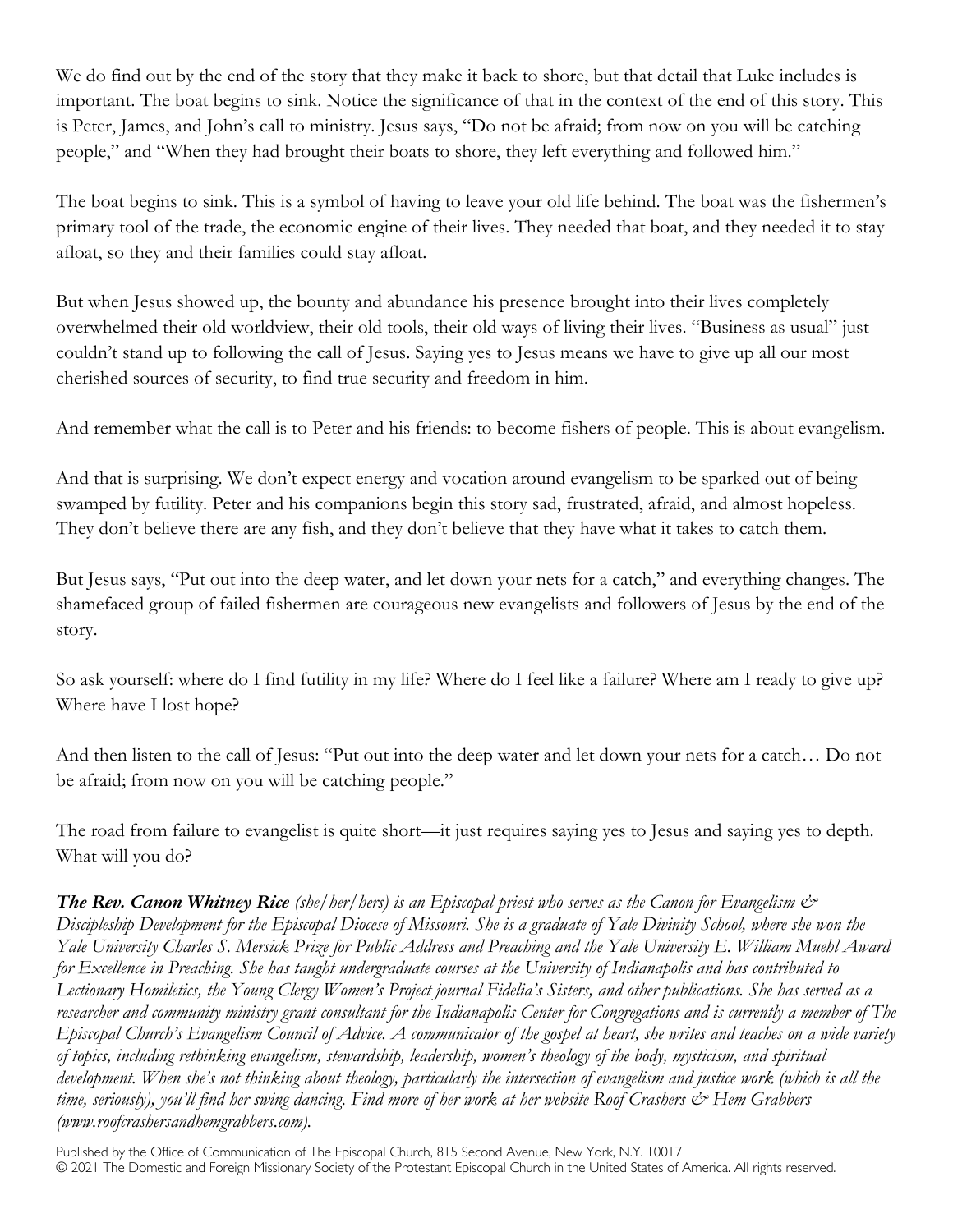We do find out by the end of the story that they make it back to shore, but that detail that Luke includes is important. The boat begins to sink. Notice the significance of that in the context of the end of this story. This is Peter, James, and John's call to ministry. Jesus says, "Do not be afraid; from now on you will be catching people," and "When they had brought their boats to shore, they left everything and followed him."

The boat begins to sink. This is a symbol of having to leave your old life behind. The boat was the fishermen's primary tool of the trade, the economic engine of their lives. They needed that boat, and they needed it to stay afloat, so they and their families could stay afloat.

But when Jesus showed up, the bounty and abundance his presence brought into their lives completely overwhelmed their old worldview, their old tools, their old ways of living their lives. "Business as usual" just couldn't stand up to following the call of Jesus. Saying yes to Jesus means we have to give up all our most cherished sources of security, to find true security and freedom in him.

And remember what the call is to Peter and his friends: to become fishers of people. This is about evangelism.

And that is surprising. We don't expect energy and vocation around evangelism to be sparked out of being swamped by futility. Peter and his companions begin this story sad, frustrated, afraid, and almost hopeless. They don't believe there are any fish, and they don't believe that they have what it takes to catch them.

But Jesus says, "Put out into the deep water, and let down your nets for a catch," and everything changes. The shamefaced group of failed fishermen are courageous new evangelists and followers of Jesus by the end of the story.

So ask yourself: where do I find futility in my life? Where do I feel like a failure? Where am I ready to give up? Where have I lost hope?

And then listen to the call of Jesus: "Put out into the deep water and let down your nets for a catch… Do not be afraid; from now on you will be catching people."

The road from failure to evangelist is quite short—it just requires saying yes to Jesus and saying yes to depth. What will you do?

***The Rev. Canon Whitney Rice*** *(she/her/hers) is an Episcopal priest who serves as the Canon for Evangelism & Discipleship Development for the Episcopal Diocese of Missouri. She is a graduate of Yale Divinity School, where she won the Yale University Charles S. Mersick Prize for Public Address and Preaching and the Yale University E. William Muehl Award for Excellence in Preaching. She has taught undergraduate courses at the University of Indianapolis and has contributed to Lectionary Homiletics, the Young Clergy Women's Project journal Fidelia's Sisters, and other publications. She has served as a researcher and community ministry grant consultant for the Indianapolis Center for Congregations and is currently a member of The Episcopal Church's Evangelism Council of Advice. A communicator of the gospel at heart, she writes and teaches on a wide variety of topics, including rethinking evangelism, stewardship, leadership, women's theology of the body, mysticism, and spiritual development. When she's not thinking about theology, particularly the intersection of evangelism and justice work (which is all the time, seriously), you'll find her swing dancing. Find more of her work at her website Roof Crashers & Hem Grabbers (www.roofcrashersandhemgrabbers.com).*

Published by the Office of Communication of The Episcopal Church, 815 Second Avenue, New York, N.Y. 10017
© 2021 The Domestic and Foreign Missionary Society of the Protestant Episcopal Church in the United States of America. All rights reserved.